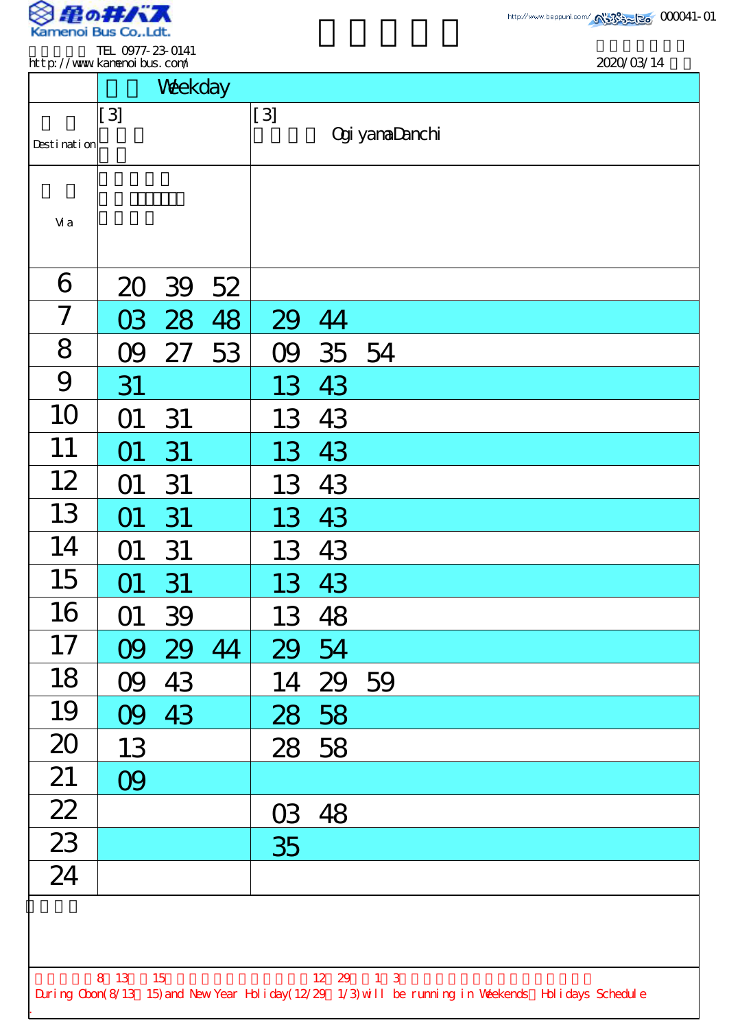亀の井バス
Kamenoi Bus Co.,Ldt.

TEL 0977-23-0141
http://www.kamenoibus.com/

000041-01

2020/03/14

| | Weekday | |
|---|---|---|
| Destination | [3] | [3] OgiyamaDanchi |
| Via | | |
| 6 | 20 39 52 | |
| 7 | 03 28 48 | 29 44 |
| 8 | 09 27 53 | 09 35 54 |
| 9 | 31 | 13 43 |
| 10 | 01 31 | 13 43 |
| 11 | 01 31 | 13 43 |
| 12 | 01 31 | 13 43 |
| 13 | 01 31 | 13 43 |
| 14 | 01 31 | 13 43 |
| 15 | 01 31 | 13 43 |
| 16 | 01 39 | 13 48 |
| 17 | 09 29 44 | 29 54 |
| 18 | 09 43 | 14 29 59 |
| 19 | 09 43 | 28 58 |
| 20 | 13 | 28 58 |
| 21 | 09 | |
| 22 | | 03 48 |
| 23 | | 35 |
| 24 | | |

8/13～15, 12/29～1/3

During Obon(8/13～15) and New Year Holiday(12/29～1/3) will be running in Weekends・Holidays Schedule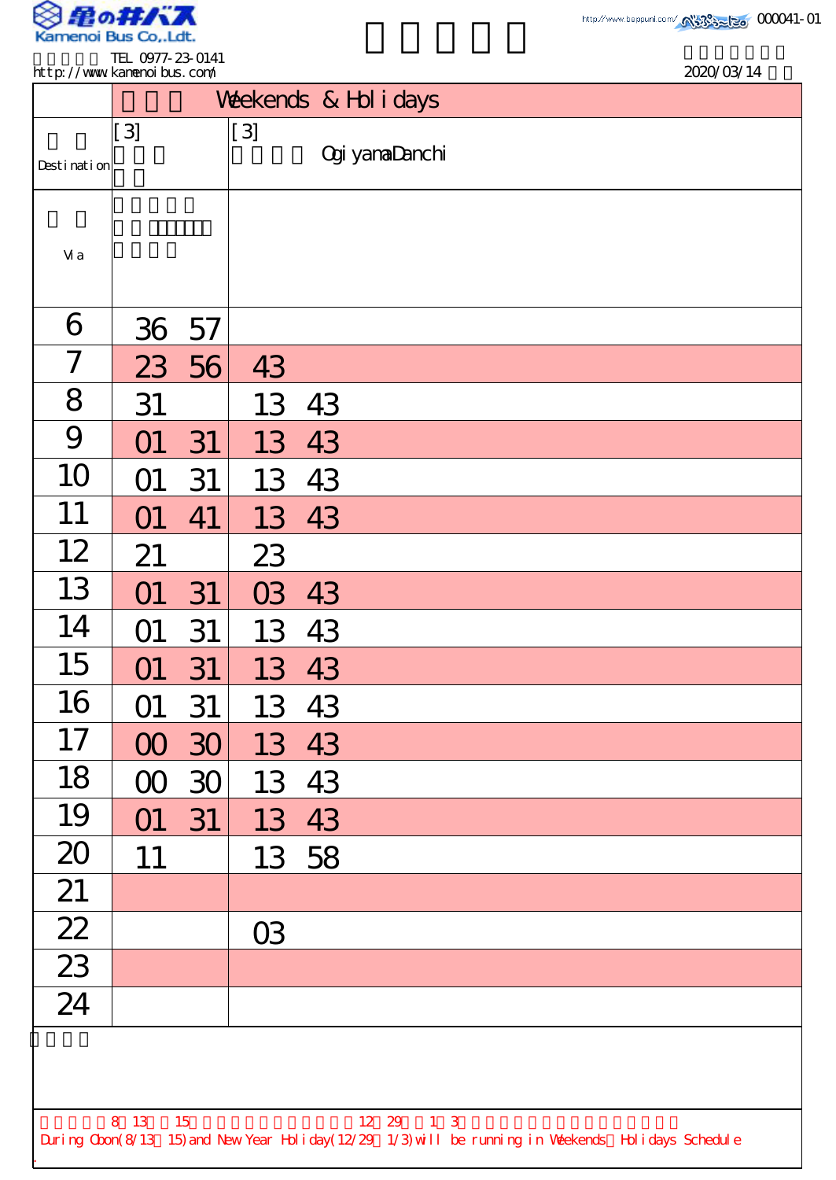Kamenoi Bus Co.,Ldt.

TEL 0977-23-0141
http://www.kamenoibus.com/

000041-01

2020/03/14

| | Weekends & Holidays | |
|---|---|---|
| Destination | [3] | [3] Ogiyama Danchi |
| Via | | |
| 6 | 36 57 | |
| 7 | 23 56 | 43 |
| 8 | 31 | 13 43 |
| 9 | 01 31 | 13 43 |
| 10 | 01 31 | 13 43 |
| 11 | 01 41 | 13 43 |
| 12 | 21 | 23 |
| 13 | 01 31 | 03 43 |
| 14 | 01 31 | 13 43 |
| 15 | 01 31 | 13 43 |
| 16 | 01 31 | 13 43 |
| 17 | 00 30 | 13 43 |
| 18 | 00 30 | 13 43 |
| 19 | 01 31 | 13 43 |
| 20 | 11 | 13 58 |
| 21 | | |
| 22 | | 03 |
| 23 | | |
| 24 | | |

8 13 15 12 29 1 3

During Obon(8/13～15) and New Year Holiday(12/29～1/3) will be running in Weekends・Holidays Schedule